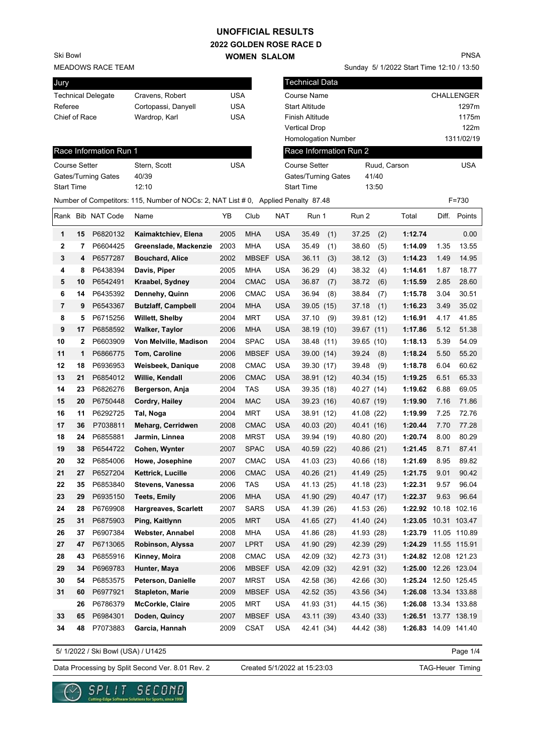# UNOFFICIAL RESULTS
## 2022 GOLDEN ROSE RACE D
### WOMEN SLALOM

Ski Bowl
MEADOWS RACE TEAM

PNSA
Sunday 5/ 1/2022 Start Time 12:10 / 13:50

| Jury | | |
|---|---|---|
| Technical Delegate | Cravens, Robert | USA |
| Referee | Cortopassi, Danyell | USA |
| Chief of Race | Wardrop, Karl | USA |

| Technical Data | |
|---|---|
| Course Name | CHALLENGER |
| Start Altitude | 1297m |
| Finish Altitude | 1175m |
| Vertical Drop | 122m |
| Homologation Number | 1311/02/19 |

| Race Information Run 1 | | |
|---|---|---|
| Course Setter | Stern, Scott | USA |
| Gates/Turning Gates | 40/39 | |
| Start Time | 12:10 | |

| Race Information Run 2 | | |
|---|---|---|
| Course Setter | Ruud, Carson | USA |
| Gates/Turning Gates | 41/40 | |
| Start Time | 13:50 | |

Number of Competitors: 115, Number of NOCs: 2, NAT List # 0, Applied Penalty 87.48 F=730

| Rank | Bib | NAT Code | Name | YB | Club | NAT | Run 1 | Run 2 | Total | Diff. | Points |
|---|---|---|---|---|---|---|---|---|---|---|---|
| 1 | 15 | P6820132 | **Kaimaktchiev, Elena** | 2005 | MHA | USA | 35.49 (1) | 37.25 (2) | **1:12.74** | | 0.00 |
| 2 | 7 | P6604425 | **Greenslade, Mackenzie** | 2003 | MHA | USA | 35.49 (1) | 38.60 (5) | **1:14.09** | 1.35 | 13.55 |
| 3 | 4 | P6577287 | **Bouchard, Alice** | 2002 | MBSEF | USA | 36.11 (3) | 38.12 (3) | **1:14.23** | 1.49 | 14.95 |
| 4 | 8 | P6438394 | **Davis, Piper** | 2005 | MHA | USA | 36.29 (4) | 38.32 (4) | **1:14.61** | 1.87 | 18.77 |
| 5 | 10 | P6542491 | **Kraabel, Sydney** | 2004 | CMAC | USA | 36.87 (7) | 38.72 (6) | **1:15.59** | 2.85 | 28.60 |
| 6 | 14 | P6435392 | **Dennehy, Quinn** | 2006 | CMAC | USA | 36.94 (8) | 38.84 (7) | **1:15.78** | 3.04 | 30.51 |
| 7 | 9 | P6543367 | **Butzlaff, Campbell** | 2004 | MHA | USA | 39.05 (15) | 37.18 (1) | **1:16.23** | 3.49 | 35.02 |
| 8 | 5 | P6715256 | **Willett, Shelby** | 2004 | MRT | USA | 37.10 (9) | 39.81 (12) | **1:16.91** | 4.17 | 41.85 |
| 9 | 17 | P6858592 | **Walker, Taylor** | 2006 | MHA | USA | 38.19 (10) | 39.67 (11) | **1:17.86** | 5.12 | 51.38 |
| 10 | 2 | P6603909 | **Von Melville, Madison** | 2004 | SPAC | USA | 38.48 (11) | 39.65 (10) | **1:18.13** | 5.39 | 54.09 |
| 11 | 1 | P6866775 | **Tom, Caroline** | 2006 | MBSEF | USA | 39.00 (14) | 39.24 (8) | **1:18.24** | 5.50 | 55.20 |
| 12 | 18 | P6936953 | **Weisbeek, Danique** | 2008 | CMAC | USA | 39.30 (17) | 39.48 (9) | **1:18.78** | 6.04 | 60.62 |
| 13 | 21 | P6854012 | **Willie, Kendall** | 2006 | CMAC | USA | 38.91 (12) | 40.34 (15) | **1:19.25** | 6.51 | 65.33 |
| 14 | 23 | P6826276 | **Bergerson, Anja** | 2004 | TAS | USA | 39.35 (18) | 40.27 (14) | **1:19.62** | 6.88 | 69.05 |
| 15 | 20 | P6750448 | **Cordry, Hailey** | 2004 | MAC | USA | 39.23 (16) | 40.67 (19) | **1:19.90** | 7.16 | 71.86 |
| 16 | 11 | P6292725 | **Tal, Noga** | 2004 | MRT | USA | 38.91 (12) | 41.08 (22) | **1:19.99** | 7.25 | 72.76 |
| 17 | 36 | P7038811 | **Meharg, Cerridwen** | 2008 | CMAC | USA | 40.03 (20) | 40.41 (16) | **1:20.44** | 7.70 | 77.28 |
| 18 | 24 | P6855881 | **Jarmin, Linnea** | 2008 | MRST | USA | 39.94 (19) | 40.80 (20) | **1:20.74** | 8.00 | 80.29 |
| 19 | 38 | P6544722 | **Cohen, Wynter** | 2007 | SPAC | USA | 40.59 (22) | 40.86 (21) | **1:21.45** | 8.71 | 87.41 |
| 20 | 32 | P6854006 | **Howe, Josephine** | 2007 | CMAC | USA | 41.03 (23) | 40.66 (18) | **1:21.69** | 8.95 | 89.82 |
| 21 | 27 | P6527204 | **Kettrick, Lucille** | 2006 | CMAC | USA | 40.26 (21) | 41.49 (25) | **1:21.75** | 9.01 | 90.42 |
| 22 | 35 | P6853840 | **Stevens, Vanessa** | 2006 | TAS | USA | 41.13 (25) | 41.18 (23) | **1:22.31** | 9.57 | 96.04 |
| 23 | 29 | P6935150 | **Teets, Emily** | 2006 | MHA | USA | 41.90 (29) | 40.47 (17) | **1:22.37** | 9.63 | 96.64 |
| 24 | 28 | P6769908 | **Hargreaves, Scarlett** | 2007 | SARS | USA | 41.39 (26) | 41.53 (26) | **1:22.92** | 10.18 | 102.16 |
| 25 | 31 | P6875903 | **Ping, Kaitlynn** | 2005 | MRT | USA | 41.65 (27) | 41.40 (24) | **1:23.05** | 10.31 | 103.47 |
| 26 | 37 | P6907384 | **Webster, Annabel** | 2008 | MHA | USA | 41.86 (28) | 41.93 (28) | **1:23.79** | 11.05 | 110.89 |
| 27 | 47 | P6713065 | **Robinson, Alyssa** | 2007 | LPRT | USA | 41.90 (29) | 42.39 (29) | **1:24.29** | 11.55 | 115.91 |
| 28 | 43 | P6855916 | **Kinney, Moira** | 2008 | CMAC | USA | 42.09 (32) | 42.73 (31) | **1:24.82** | 12.08 | 121.23 |
| 29 | 34 | P6969783 | **Hunter, Maya** | 2006 | MBSEF | USA | 42.09 (32) | 42.91 (32) | **1:25.00** | 12.26 | 123.04 |
| 30 | 54 | P6853575 | **Peterson, Danielle** | 2007 | MRST | USA | 42.58 (36) | 42.66 (30) | **1:25.24** | 12.50 | 125.45 |
| 31 | 60 | P6977921 | **Stapleton, Marie** | 2009 | MBSEF | USA | 42.52 (35) | 43.56 (34) | **1:26.08** | 13.34 | 133.88 |
| | 26 | P6786379 | **McCorkle, Claire** | 2005 | MRT | USA | 41.93 (31) | 44.15 (36) | **1:26.08** | 13.34 | 133.88 |
| 33 | 65 | P6984301 | **Doden, Quincy** | 2007 | MBSEF | USA | 43.11 (39) | 43.40 (33) | **1:26.51** | 13.77 | 138.19 |
| 34 | 48 | P7073883 | **Garcia, Hannah** | 2009 | CSAT | USA | 42.41 (34) | 44.42 (38) | **1:26.83** | 14.09 | 141.40 |

5/ 1/2022 / Ski Bowl (USA) / U1425

Data Processing by Split Second Ver. 8.01 Rev. 2 Created 5/1/2022 at 15:23:03 TAG-Heuer Timing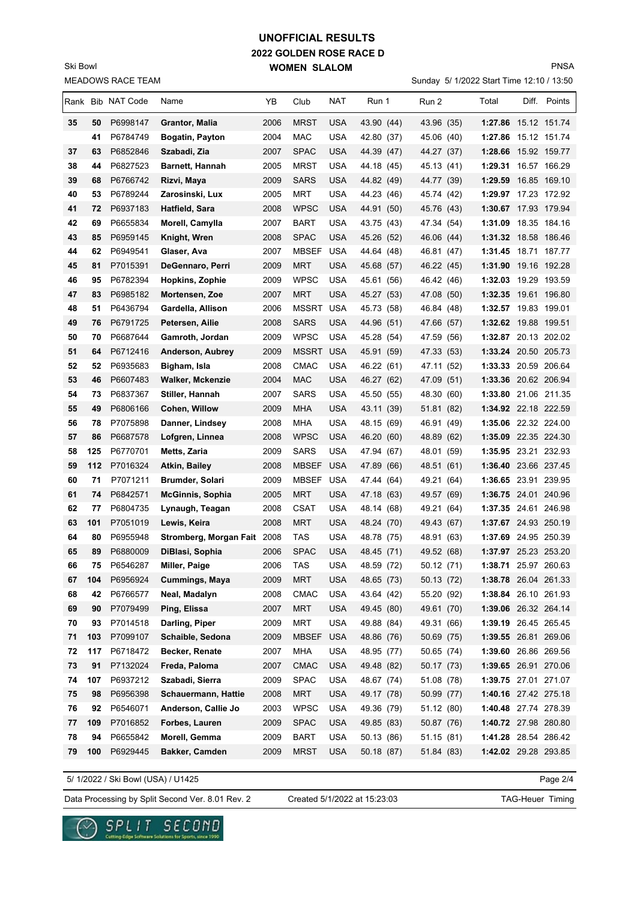# UNOFFICIAL RESULTS

## 2022 GOLDEN ROSE RACE D

## WOMEN SLALOM

Ski Bowl

MEADOWS RACE TEAM

PNSA

Sunday 5/ 1/2022 Start Time 12:10 / 13:50

| Rank | Bib | NAT Code | Name | YB | Club | NAT | Run 1 | Run 2 | Total | Diff. | Points |
|---|---|---|---|---|---|---|---|---|---|---|---|
| 35 | 50 | P6998147 | Grantor, Malia | 2006 | MRST | USA | 43.90 (44) | 43.96 (35) | 1:27.86 | 15.12 | 151.74 |
| | 41 | P6784749 | Bogatin, Payton | 2004 | MAC | USA | 42.80 (37) | 45.06 (40) | 1:27.86 | 15.12 | 151.74 |
| 37 | 63 | P6852846 | Szabadi, Zia | 2007 | SPAC | USA | 44.39 (47) | 44.27 (37) | 1:28.66 | 15.92 | 159.77 |
| 38 | 44 | P6827523 | Barnett, Hannah | 2005 | MRST | USA | 44.18 (45) | 45.13 (41) | 1:29.31 | 16.57 | 166.29 |
| 39 | 68 | P6766742 | Rizvi, Maya | 2009 | SARS | USA | 44.82 (49) | 44.77 (39) | 1:29.59 | 16.85 | 169.10 |
| 40 | 53 | P6789244 | Zarosinski, Lux | 2005 | MRT | USA | 44.23 (46) | 45.74 (42) | 1:29.97 | 17.23 | 172.92 |
| 41 | 72 | P6937183 | Hatfield, Sara | 2008 | WPSC | USA | 44.91 (50) | 45.76 (43) | 1:30.67 | 17.93 | 179.94 |
| 42 | 69 | P6655834 | Morell, Camylla | 2007 | BART | USA | 43.75 (43) | 47.34 (54) | 1:31.09 | 18.35 | 184.16 |
| 43 | 85 | P6959145 | Knight, Wren | 2008 | SPAC | USA | 45.26 (52) | 46.06 (44) | 1:31.32 | 18.58 | 186.46 |
| 44 | 62 | P6949541 | Glaser, Ava | 2007 | MBSEF | USA | 44.64 (48) | 46.81 (47) | 1:31.45 | 18.71 | 187.77 |
| 45 | 81 | P7015391 | DeGennaro, Perri | 2009 | MRT | USA | 45.68 (57) | 46.22 (45) | 1:31.90 | 19.16 | 192.28 |
| 46 | 95 | P6782394 | Hopkins, Zophie | 2009 | WPSC | USA | 45.61 (56) | 46.42 (46) | 1:32.03 | 19.29 | 193.59 |
| 47 | 83 | P6985182 | Mortensen, Zoe | 2007 | MRT | USA | 45.27 (53) | 47.08 (50) | 1:32.35 | 19.61 | 196.80 |
| 48 | 51 | P6436794 | Gardella, Allison | 2006 | MSSRT | USA | 45.73 (58) | 46.84 (48) | 1:32.57 | 19.83 | 199.01 |
| 49 | 76 | P6791725 | Petersen, Ailie | 2008 | SARS | USA | 44.96 (51) | 47.66 (57) | 1:32.62 | 19.88 | 199.51 |
| 50 | 70 | P6687644 | Gamroth, Jordan | 2009 | WPSC | USA | 45.28 (54) | 47.59 (56) | 1:32.87 | 20.13 | 202.02 |
| 51 | 64 | P6712416 | Anderson, Aubrey | 2009 | MSSRT | USA | 45.91 (59) | 47.33 (53) | 1:33.24 | 20.50 | 205.73 |
| 52 | 52 | P6935683 | Bigham, Isla | 2008 | CMAC | USA | 46.22 (61) | 47.11 (52) | 1:33.33 | 20.59 | 206.64 |
| 53 | 46 | P6607483 | Walker, Mckenzie | 2004 | MAC | USA | 46.27 (62) | 47.09 (51) | 1:33.36 | 20.62 | 206.94 |
| 54 | 73 | P6837367 | Stiller, Hannah | 2007 | SARS | USA | 45.50 (55) | 48.30 (60) | 1:33.80 | 21.06 | 211.35 |
| 55 | 49 | P6806166 | Cohen, Willow | 2009 | MHA | USA | 43.11 (39) | 51.81 (82) | 1:34.92 | 22.18 | 222.59 |
| 56 | 78 | P7075898 | Danner, Lindsey | 2008 | MHA | USA | 48.15 (69) | 46.91 (49) | 1:35.06 | 22.32 | 224.00 |
| 57 | 86 | P6687578 | Lofgren, Linnea | 2008 | WPSC | USA | 46.20 (60) | 48.89 (62) | 1:35.09 | 22.35 | 224.30 |
| 58 | 125 | P6770701 | Metts, Zaria | 2009 | SARS | USA | 47.94 (67) | 48.01 (59) | 1:35.95 | 23.21 | 232.93 |
| 59 | 112 | P7016324 | Atkin, Bailey | 2008 | MBSEF | USA | 47.89 (66) | 48.51 (61) | 1:36.40 | 23.66 | 237.45 |
| 60 | 71 | P7071211 | Brumder, Solari | 2009 | MBSEF | USA | 47.44 (64) | 49.21 (64) | 1:36.65 | 23.91 | 239.95 |
| 61 | 74 | P6842571 | McGinnis, Sophia | 2005 | MRT | USA | 47.18 (63) | 49.57 (69) | 1:36.75 | 24.01 | 240.96 |
| 62 | 77 | P6804735 | Lynaugh, Teagan | 2008 | CSAT | USA | 48.14 (68) | 49.21 (64) | 1:37.35 | 24.61 | 246.98 |
| 63 | 101 | P7051019 | Lewis, Keira | 2008 | MRT | USA | 48.24 (70) | 49.43 (67) | 1:37.67 | 24.93 | 250.19 |
| 64 | 80 | P6955948 | Stromberg, Morgan Fait | 2008 | TAS | USA | 48.78 (75) | 48.91 (63) | 1:37.69 | 24.95 | 250.39 |
| 65 | 89 | P6880009 | DiBlasi, Sophia | 2006 | SPAC | USA | 48.45 (71) | 49.52 (68) | 1:37.97 | 25.23 | 253.20 |
| 66 | 75 | P6546287 | Miller, Paige | 2006 | TAS | USA | 48.59 (72) | 50.12 (71) | 1:38.71 | 25.97 | 260.63 |
| 67 | 104 | P6956924 | Cummings, Maya | 2009 | MRT | USA | 48.65 (73) | 50.13 (72) | 1:38.78 | 26.04 | 261.33 |
| 68 | 42 | P6766577 | Neal, Madalyn | 2008 | CMAC | USA | 43.64 (42) | 55.20 (92) | 1:38.84 | 26.10 | 261.93 |
| 69 | 90 | P7079499 | Ping, Elissa | 2007 | MRT | USA | 49.45 (80) | 49.61 (70) | 1:39.06 | 26.32 | 264.14 |
| 70 | 93 | P7014518 | Darling, Piper | 2009 | MRT | USA | 49.88 (84) | 49.31 (66) | 1:39.19 | 26.45 | 265.45 |
| 71 | 103 | P7099107 | Schaible, Sedona | 2009 | MBSEF | USA | 48.86 (76) | 50.69 (75) | 1:39.55 | 26.81 | 269.06 |
| 72 | 117 | P6718472 | Becker, Renate | 2007 | MHA | USA | 48.95 (77) | 50.65 (74) | 1:39.60 | 26.86 | 269.56 |
| 73 | 91 | P7132024 | Freda, Paloma | 2007 | CMAC | USA | 49.48 (82) | 50.17 (73) | 1:39.65 | 26.91 | 270.06 |
| 74 | 107 | P6937212 | Szabadi, Sierra | 2009 | SPAC | USA | 48.67 (74) | 51.08 (78) | 1:39.75 | 27.01 | 271.07 |
| 75 | 98 | P6956398 | Schauermann, Hattie | 2008 | MRT | USA | 49.17 (78) | 50.99 (77) | 1:40.16 | 27.42 | 275.18 |
| 76 | 92 | P6546071 | Anderson, Callie Jo | 2003 | WPSC | USA | 49.36 (79) | 51.12 (80) | 1:40.48 | 27.74 | 278.39 |
| 77 | 109 | P7016852 | Forbes, Lauren | 2009 | SPAC | USA | 49.85 (83) | 50.87 (76) | 1:40.72 | 27.98 | 280.80 |
| 78 | 94 | P6655842 | Morell, Gemma | 2009 | BART | USA | 50.13 (86) | 51.15 (81) | 1:41.28 | 28.54 | 286.42 |
| 79 | 100 | P6929445 | Bakker, Camden | 2009 | MRST | USA | 50.18 (87) | 51.84 (83) | 1:42.02 | 29.28 | 293.85 |

5/ 1/2022 / Ski Bowl (USA) / U1425

Data Processing by Split Second Ver. 8.01 Rev. 2 | Created 5/1/2022 at 15:23:03 | TAG-Heuer Timing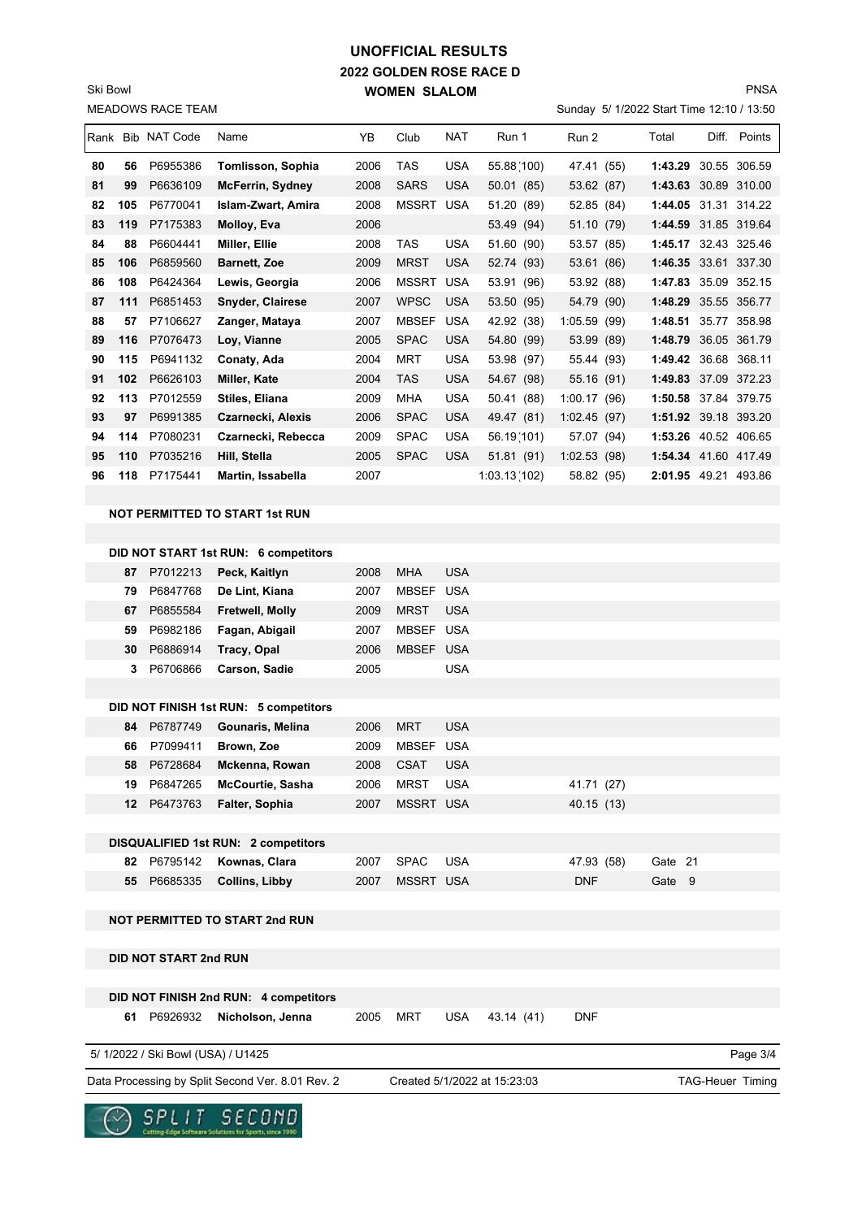# UNOFFICIAL RESULTS
## 2022 GOLDEN ROSE RACE D
### WOMEN SLALOM

Ski Bowl
MEADOWS RACE TEAM

PNSA
Sunday 5/ 1/2022 Start Time 12:10 / 13:50

| Rank | Bib | NAT Code | Name | YB | Club | NAT | Run 1 | Run 2 | Total | Diff. | Points |
|---|---|---|---|---|---|---|---|---|---|---|---|
| 80 | 56 | P6955386 | **Tomlisson, Sophia** | 2006 | TAS | USA | 55.88 (100) | 47.41 (55) | **1:43.29** | 30.55 | 306.59 |
| 81 | 99 | P6636109 | **McFerrin, Sydney** | 2008 | SARS | USA | 50.01 (85) | 53.62 (87) | **1:43.63** | 30.89 | 310.00 |
| 82 | 105 | P6770041 | **Islam-Zwart, Amira** | 2008 | MSSRT | USA | 51.20 (89) | 52.85 (84) | **1:44.05** | 31.31 | 314.22 |
| 83 | 119 | P7175383 | **Molloy, Eva** | 2006 | | | 53.49 (94) | 51.10 (79) | **1:44.59** | 31.85 | 319.64 |
| 84 | 88 | P6604441 | **Miller, Ellie** | 2008 | TAS | USA | 51.60 (90) | 53.57 (85) | **1:45.17** | 32.43 | 325.46 |
| 85 | 106 | P6859560 | **Barnett, Zoe** | 2009 | MRST | USA | 52.74 (93) | 53.61 (86) | **1:46.35** | 33.61 | 337.30 |
| 86 | 108 | P6424364 | **Lewis, Georgia** | 2006 | MSSRT | USA | 53.91 (96) | 53.92 (88) | **1:47.83** | 35.09 | 352.15 |
| 87 | 111 | P6851453 | **Snyder, Clairese** | 2007 | WPSC | USA | 53.50 (95) | 54.79 (90) | **1:48.29** | 35.55 | 356.77 |
| 88 | 57 | P7106627 | **Zanger, Mataya** | 2007 | MBSEF | USA | 42.92 (38) | 1:05.59 (99) | **1:48.51** | 35.77 | 358.98 |
| 89 | 116 | P7076473 | **Loy, Vianne** | 2005 | SPAC | USA | 54.80 (99) | 53.99 (89) | **1:48.79** | 36.05 | 361.79 |
| 90 | 115 | P6941132 | **Conaty, Ada** | 2004 | MRT | USA | 53.98 (97) | 55.44 (93) | **1:49.42** | 36.68 | 368.11 |
| 91 | 102 | P6626103 | **Miller, Kate** | 2004 | TAS | USA | 54.67 (98) | 55.16 (91) | **1:49.83** | 37.09 | 372.23 |
| 92 | 113 | P7012559 | **Stiles, Eliana** | 2009 | MHA | USA | 50.41 (88) | 1:00.17 (96) | **1:50.58** | 37.84 | 379.75 |
| 93 | 97 | P6991385 | **Czarnecki, Alexis** | 2006 | SPAC | USA | 49.47 (81) | 1:02.45 (97) | **1:51.92** | 39.18 | 393.20 |
| 94 | 114 | P7080231 | **Czarnecki, Rebecca** | 2009 | SPAC | USA | 56.19 (101) | 57.07 (94) | **1:53.26** | 40.52 | 406.65 |
| 95 | 110 | P7035216 | **Hill, Stella** | 2005 | SPAC | USA | 51.81 (91) | 1:02.53 (98) | **1:54.34** | 41.60 | 417.49 |
| 96 | 118 | P7175441 | **Martin, Issabella** | 2007 | | | 1:03.13 (102) | 58.82 (95) | **2:01.95** | 49.21 | 493.86 |

**NOT PERMITTED TO START 1st RUN**

**DID NOT START 1st RUN: 6 competitors**

| Bib | NAT Code | Name | YB | Club | NAT |
|---|---|---|---|---|---|
| 87 | P7012213 | **Peck, Kaitlyn** | 2008 | MHA | USA |
| 79 | P6847768 | **De Lint, Kiana** | 2007 | MBSEF | USA |
| 67 | P6855584 | **Fretwell, Molly** | 2009 | MRST | USA |
| 59 | P6982186 | **Fagan, Abigail** | 2007 | MBSEF | USA |
| 30 | P6886914 | **Tracy, Opal** | 2006 | MBSEF | USA |
| 3 | P6706866 | **Carson, Sadie** | 2005 | | USA |

**DID NOT FINISH 1st RUN: 5 competitors**

| Bib | NAT Code | Name | YB | Club | NAT | Run 1 | Run 2 |
|---|---|---|---|---|---|---|---|
| 84 | P6787749 | **Gounaris, Melina** | 2006 | MRT | USA | | |
| 66 | P7099411 | **Brown, Zoe** | 2009 | MBSEF | USA | | |
| 58 | P6728684 | **Mckenna, Rowan** | 2008 | CSAT | USA | | |
| 19 | P6847265 | **McCourtie, Sasha** | 2006 | MRST | USA | | 41.71 (27) |
| 12 | P6473763 | **Falter, Sophia** | 2007 | MSSRT | USA | | 40.15 (13) |

**DISQUALIFIED 1st RUN: 2 competitors**

| Bib | NAT Code | Name | YB | Club | NAT | Run 1 | Run 2 | Total |
|---|---|---|---|---|---|---|---|---|
| 82 | P6795142 | **Kownas, Clara** | 2007 | SPAC | USA | | 47.93 (58) | Gate 21 |
| 55 | P6685335 | **Collins, Libby** | 2007 | MSSRT | USA | | DNF | Gate 9 |

**NOT PERMITTED TO START 2nd RUN**

**DID NOT START 2nd RUN**

**DID NOT FINISH 2nd RUN: 4 competitors**

| Bib | NAT Code | Name | YB | Club | NAT | Run 1 | Run 2 |
|---|---|---|---|---|---|---|---|
| 61 | P6926932 | **Nicholson, Jenna** | 2005 | MRT | USA | 43.14 (41) | DNF |

5/ 1/2022 / Ski Bowl (USA) / U1425

Data Processing by Split Second Ver. 8.01 Rev. 2 — Created 5/1/2022 at 15:23:03 — TAG-Heuer Timing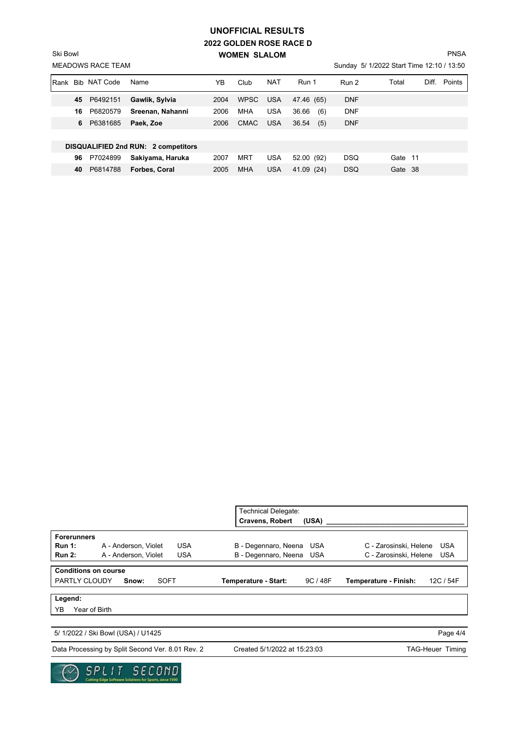# UNOFFICIAL RESULTS

## 2022 GOLDEN ROSE RACE D

### WOMEN SLALOM

Ski Bowl

MEADOWS RACE TEAM

PNSA

Sunday 5/ 1/2022 Start Time 12:10 / 13:50

| Rank | Bib | NAT Code | Name | YB | Club | NAT | Run 1 | Run 2 | Total | Diff. | Points |
|---|---|---|---|---|---|---|---|---|---|---|---|
| | **45** | P6492151 | **Gawlik, Sylvia** | 2004 | WPSC | USA | 47.46 (65) | DNF | | | |
| | **16** | P6820579 | **Sreenan, Nahanni** | 2006 | MHA | USA | 36.66 (6) | DNF | | | |
| | **6** | P6381685 | **Paek, Zoe** | 2006 | CMAC | USA | 36.54 (5) | DNF | | | |
| | | **DISQUALIFIED 2nd RUN: 2 competitors** | | | | | | | | | |
| | **96** | P7024899 | **Sakiyama, Haruka** | 2007 | MRT | USA | 52.00 (92) | DSQ | Gate 11 | | |
| | **40** | P6814788 | **Forbes, Coral** | 2005 | MHA | USA | 41.09 (24) | DSQ | Gate 38 | | |

Technical Delegate: **Cravens, Robert (USA)**

**Forerunners**

| | | | | | | |
|---|---|---|---|---|---|---|
| **Run 1:** | A - Anderson, Violet | USA | B - Degennaro, Neena | USA | C - Zarosinski, Helene | USA |
| **Run 2:** | A - Anderson, Violet | USA | B - Degennaro, Neena | USA | C - Zarosinski, Helene | USA |

**Conditions on course**

PARTLY CLOUDY **Snow:** SOFT **Temperature - Start:** 9C / 48F **Temperature - Finish:** 12C / 54F

**Legend:**

YB Year of Birth

5/ 1/2022 / Ski Bowl (USA) / U1425

Data Processing by Split Second Ver. 8.01 Rev. 2 Created 5/1/2022 at 15:23:03 TAG-Heuer Timing